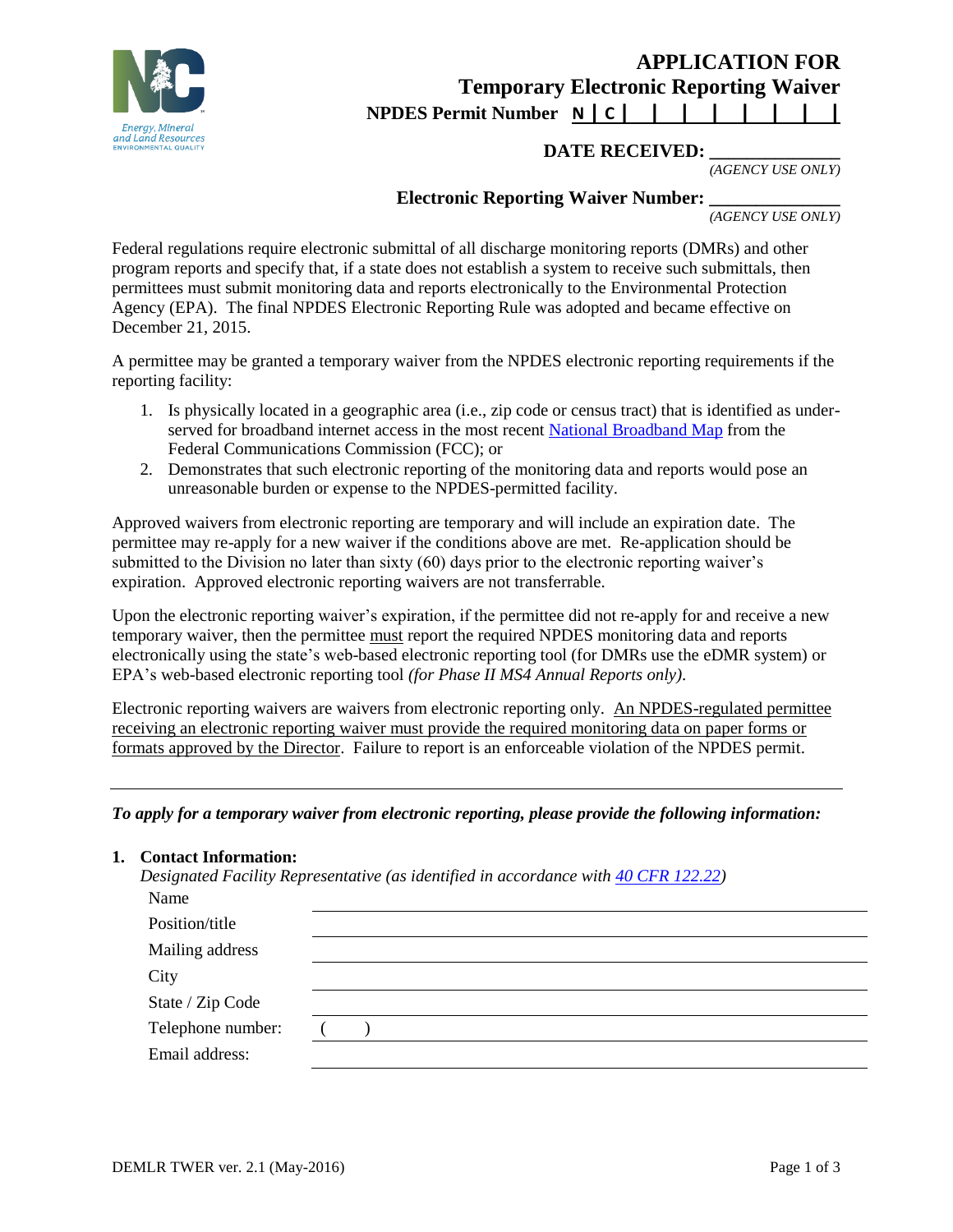Energy, Mineral and Land Resources
ENVIRONMENTAL QUALITY

# APPLICATION FOR Temporary Electronic Reporting Waiver

**NPDES Permit Number N | C | | | | | | | |**

**DATE RECEIVED: ______________**
*(AGENCY USE ONLY)*

**Electronic Reporting Waiver Number: ______________**
*(AGENCY USE ONLY)*

Federal regulations require electronic submittal of all discharge monitoring reports (DMRs) and other program reports and specify that, if a state does not establish a system to receive such submittals, then permittees must submit monitoring data and reports electronically to the Environmental Protection Agency (EPA). The final NPDES Electronic Reporting Rule was adopted and became effective on December 21, 2015.

A permittee may be granted a temporary waiver from the NPDES electronic reporting requirements if the reporting facility:

1. Is physically located in a geographic area (i.e., zip code or census tract) that is identified as under-served for broadband internet access in the most recent National Broadband Map from the Federal Communications Commission (FCC); or
2. Demonstrates that such electronic reporting of the monitoring data and reports would pose an unreasonable burden or expense to the NPDES-permitted facility.

Approved waivers from electronic reporting are temporary and will include an expiration date. The permittee may re-apply for a new waiver if the conditions above are met. Re-application should be submitted to the Division no later than sixty (60) days prior to the electronic reporting waiver's expiration. Approved electronic reporting waivers are not transferrable.

Upon the electronic reporting waiver's expiration, if the permittee did not re-apply for and receive a new temporary waiver, then the permittee must report the required NPDES monitoring data and reports electronically using the state's web-based electronic reporting tool (for DMRs use the eDMR system) or EPA's web-based electronic reporting tool *(for Phase II MS4 Annual Reports only)*.

Electronic reporting waivers are waivers from electronic reporting only. An NPDES-regulated permittee receiving an electronic reporting waiver must provide the required monitoring data on paper forms or formats approved by the Director. Failure to report is an enforceable violation of the NPDES permit.

---

***To apply for a temporary waiver from electronic reporting, please provide the following information:***

**1. Contact Information:**

*Designated Facility Representative (as identified in accordance with 40 CFR 122.22)*

Name ______________________________

Position/title ______________________________

Mailing address ______________________________

City ______________________________

State / Zip Code ______________________________

Telephone number: (    ) ______________________________

Email address: ______________________________

DEMLR TWER ver. 2.1 (May-2016)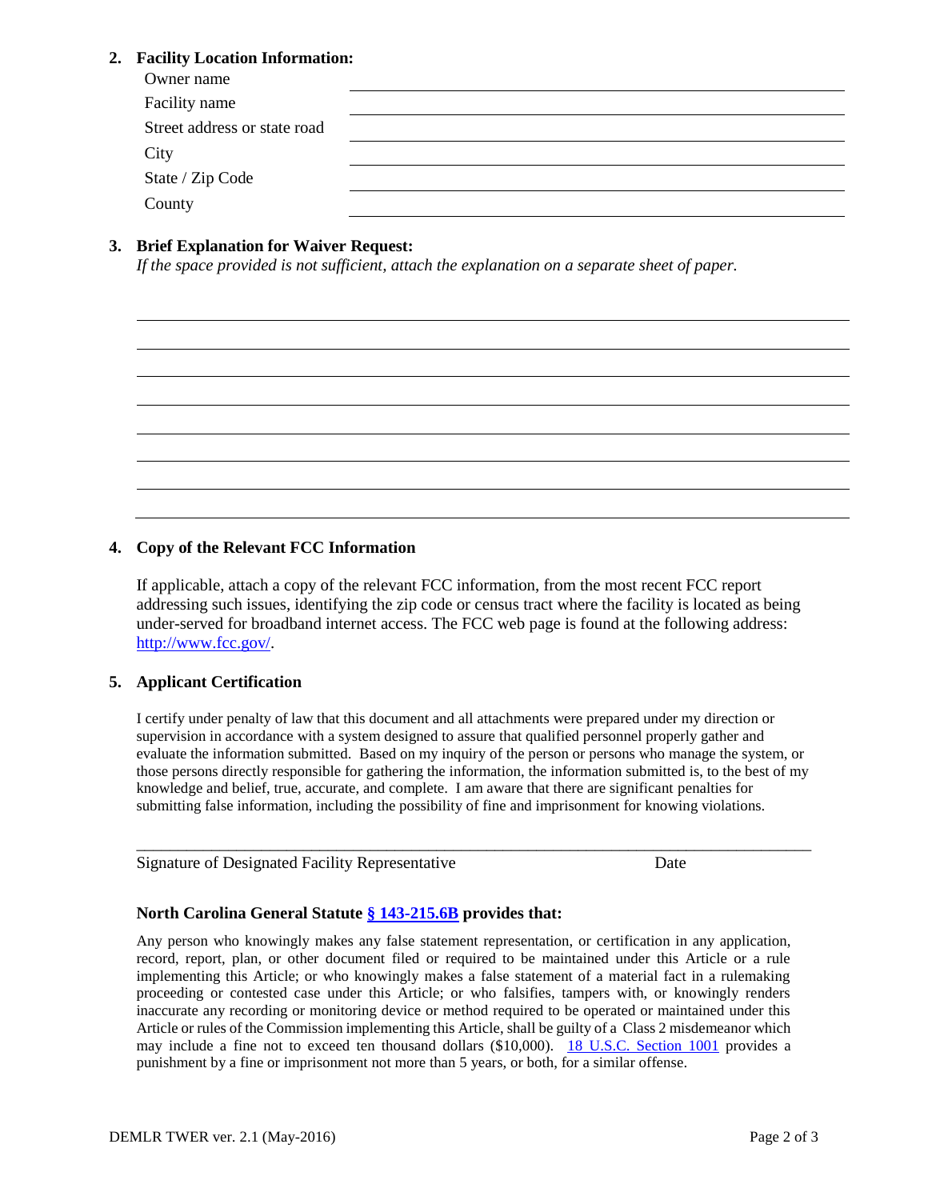**2. Facility Location Information:**

Owner name \_\_\_\_\_\_\_\_\_\_\_\_\_\_\_\_\_\_\_\_\_\_\_\_\_\_\_\_\_\_\_\_\_\_\_\_\_\_\_\_

Facility name \_\_\_\_\_\_\_\_\_\_\_\_\_\_\_\_\_\_\_\_\_\_\_\_\_\_\_\_\_\_\_\_\_\_\_\_\_\_\_\_

Street address or state road \_\_\_\_\_\_\_\_\_\_\_\_\_\_\_\_\_\_\_\_\_\_\_\_\_\_\_\_\_\_\_\_\_\_\_\_\_\_\_\_

City \_\_\_\_\_\_\_\_\_\_\_\_\_\_\_\_\_\_\_\_\_\_\_\_\_\_\_\_\_\_\_\_\_\_\_\_\_\_\_\_

State / Zip Code \_\_\_\_\_\_\_\_\_\_\_\_\_\_\_\_\_\_\_\_\_\_\_\_\_\_\_\_\_\_\_\_\_\_\_\_\_\_\_\_

County \_\_\_\_\_\_\_\_\_\_\_\_\_\_\_\_\_\_\_\_\_\_\_\_\_\_\_\_\_\_\_\_\_\_\_\_\_\_\_\_

**3. Brief Explanation for Waiver Request:**

*If the space provided is not sufficient, attach the explanation on a separate sheet of paper.*

\_\_\_\_\_\_\_\_\_\_\_\_\_\_\_\_\_\_\_\_\_\_\_\_\_\_\_\_\_\_\_\_\_\_\_\_\_\_\_\_\_\_\_\_\_\_\_\_\_\_\_\_\_\_\_\_\_\_\_\_

\_\_\_\_\_\_\_\_\_\_\_\_\_\_\_\_\_\_\_\_\_\_\_\_\_\_\_\_\_\_\_\_\_\_\_\_\_\_\_\_\_\_\_\_\_\_\_\_\_\_\_\_\_\_\_\_\_\_\_\_

\_\_\_\_\_\_\_\_\_\_\_\_\_\_\_\_\_\_\_\_\_\_\_\_\_\_\_\_\_\_\_\_\_\_\_\_\_\_\_\_\_\_\_\_\_\_\_\_\_\_\_\_\_\_\_\_\_\_\_\_

\_\_\_\_\_\_\_\_\_\_\_\_\_\_\_\_\_\_\_\_\_\_\_\_\_\_\_\_\_\_\_\_\_\_\_\_\_\_\_\_\_\_\_\_\_\_\_\_\_\_\_\_\_\_\_\_\_\_\_\_

\_\_\_\_\_\_\_\_\_\_\_\_\_\_\_\_\_\_\_\_\_\_\_\_\_\_\_\_\_\_\_\_\_\_\_\_\_\_\_\_\_\_\_\_\_\_\_\_\_\_\_\_\_\_\_\_\_\_\_\_

\_\_\_\_\_\_\_\_\_\_\_\_\_\_\_\_\_\_\_\_\_\_\_\_\_\_\_\_\_\_\_\_\_\_\_\_\_\_\_\_\_\_\_\_\_\_\_\_\_\_\_\_\_\_\_\_\_\_\_\_

\_\_\_\_\_\_\_\_\_\_\_\_\_\_\_\_\_\_\_\_\_\_\_\_\_\_\_\_\_\_\_\_\_\_\_\_\_\_\_\_\_\_\_\_\_\_\_\_\_\_\_\_\_\_\_\_\_\_\_\_

\_\_\_\_\_\_\_\_\_\_\_\_\_\_\_\_\_\_\_\_\_\_\_\_\_\_\_\_\_\_\_\_\_\_\_\_\_\_\_\_\_\_\_\_\_\_\_\_\_\_\_\_\_\_\_\_\_\_\_\_

**4. Copy of the Relevant FCC Information**

If applicable, attach a copy of the relevant FCC information, from the most recent FCC report addressing such issues, identifying the zip code or census tract where the facility is located as being under-served for broadband internet access. The FCC web page is found at the following address: http://www.fcc.gov/.

**5. Applicant Certification**

I certify under penalty of law that this document and all attachments were prepared under my direction or supervision in accordance with a system designed to assure that qualified personnel properly gather and evaluate the information submitted. Based on my inquiry of the person or persons who manage the system, or those persons directly responsible for gathering the information, the information submitted is, to the best of my knowledge and belief, true, accurate, and complete. I am aware that there are significant penalties for submitting false information, including the possibility of fine and imprisonment for knowing violations.

\_\_\_\_\_\_\_\_\_\_\_\_\_\_\_\_\_\_\_\_\_\_\_\_\_\_\_\_\_\_\_\_\_\_\_\_\_\_\_\_\_\_\_\_\_\_\_\_\_\_\_\_\_\_\_\_\_\_\_\_

Signature of Designated Facility Representative                    Date

**North Carolina General Statute § 143-215.6B provides that:**

Any person who knowingly makes any false statement representation, or certification in any application, record, report, plan, or other document filed or required to be maintained under this Article or a rule implementing this Article; or who knowingly makes a false statement of a material fact in a rulemaking proceeding or contested case under this Article; or who falsifies, tampers with, or knowingly renders inaccurate any recording or monitoring device or method required to be operated or maintained under this Article or rules of the Commission implementing this Article, shall be guilty of a Class 2 misdemeanor which may include a fine not to exceed ten thousand dollars ($10,000). 18 U.S.C. Section 1001 provides a punishment by a fine or imprisonment not more than 5 years, or both, for a similar offense.

DEMLR TWER ver. 2.1 (May-2016)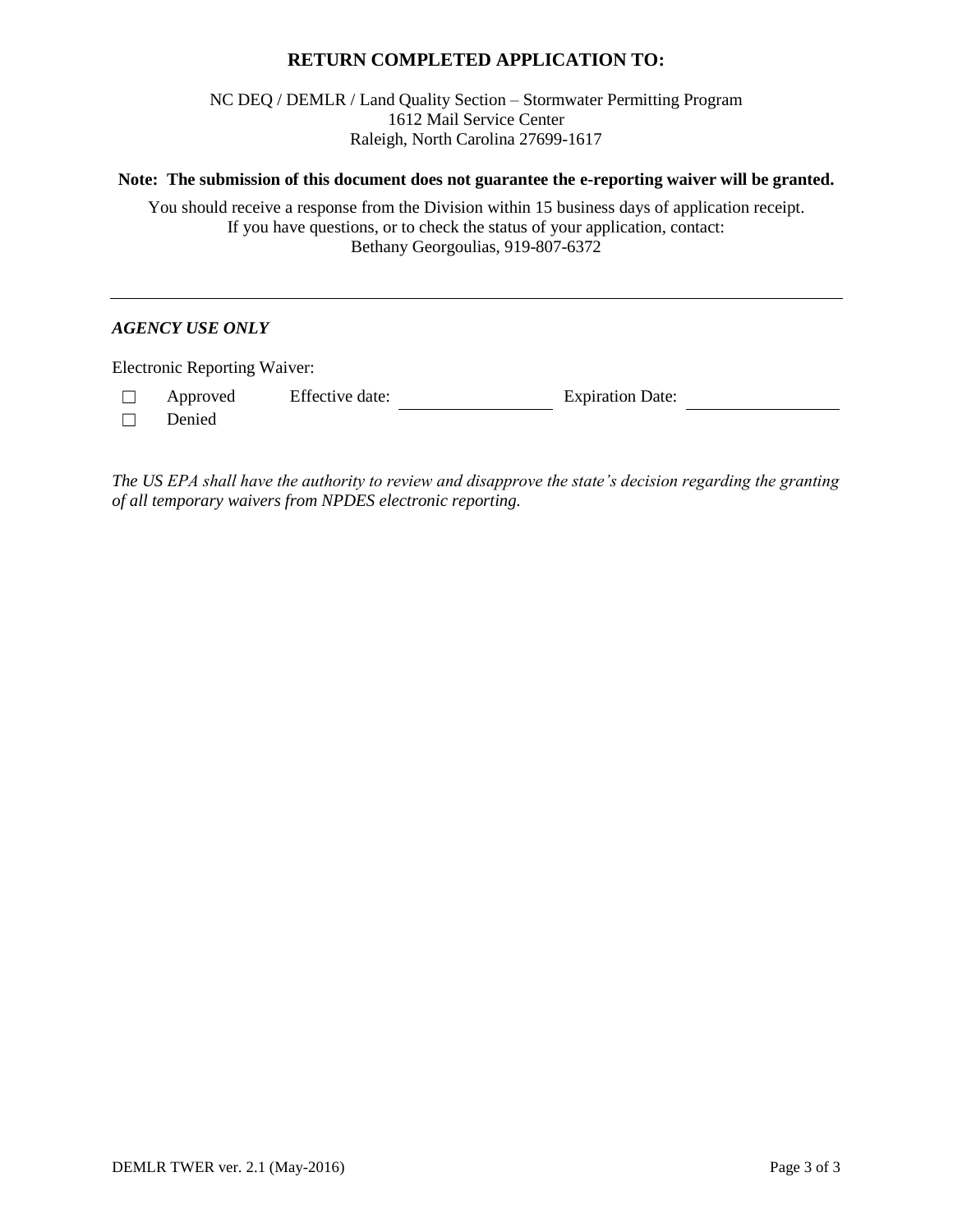## RETURN COMPLETED APPLICATION TO:

NC DEQ / DEMLR / Land Quality Section – Stormwater Permitting Program
1612 Mail Service Center
Raleigh, North Carolina 27699-1617

**Note: The submission of this document does not guarantee the e-reporting waiver will be granted.**

You should receive a response from the Division within 15 business days of application receipt.
If you have questions, or to check the status of your application, contact:
Bethany Georgoulias, 919-807-6372

---

***AGENCY USE ONLY***

Electronic Reporting Waiver:

☐ Approved Effective date: ________________ Expiration Date: ________________

☐ Denied

*The US EPA shall have the authority to review and disapprove the state's decision regarding the granting of all temporary waivers from NPDES electronic reporting.*

DEMLR TWER ver. 2.1 (May-2016)